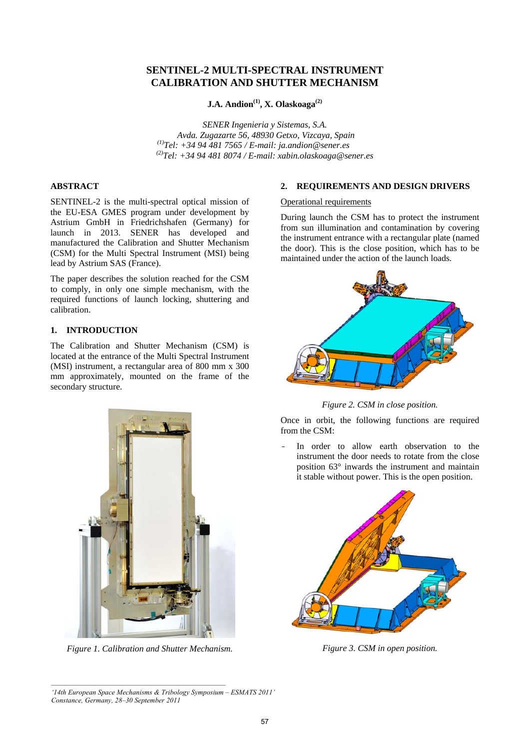# SENTINEL-2 MULTI-SPECTRAL INSTRUMENT CALIBRATION AND SHUTTER MECHANISM

**J.A. Andion[(1)], X. Olaskoaga[(2)]**

*SENER Ingenieria y Sistemas, S.A.*
*Avda. Zugazarte 56, 48930 Getxo, Vizcaya, Spain*
*[(1)]Tel: +34 94 481 7565 / E-mail: ja.andion@sener.es*
*[(2)]Tel: +34 94 481 8074 / E-mail: xabin.olaskoaga@sener.es*

## ABSTRACT

SENTINEL-2 is the multi-spectral optical mission of the EU-ESA GMES program under development by Astrium GmbH in Friedrichshafen (Germany) for launch in 2013. SENER has developed and manufactured the Calibration and Shutter Mechanism (CSM) for the Multi Spectral Instrument (MSI) being lead by Astrium SAS (France).

The paper describes the solution reached for the CSM to comply, in only one simple mechanism, with the required functions of launch locking, shuttering and calibration.

## 1. INTRODUCTION

The Calibration and Shutter Mechanism (CSM) is located at the entrance of the Multi Spectral Instrument (MSI) instrument, a rectangular area of 800 mm x 300 mm approximately, mounted on the frame of the secondary structure.

*Figure 1. Calibration and Shutter Mechanism.*

## 2. REQUIREMENTS AND DESIGN DRIVERS

Operational requirements

During launch the CSM has to protect the instrument from sun illumination and contamination by covering the instrument entrance with a rectangular plate (named the door). This is the close position, which has to be maintained under the action of the launch loads.

*Figure 2. CSM in close position.*

Once in orbit, the following functions are required from the CSM:

- In order to allow earth observation to the instrument the door needs to rotate from the close position 63° inwards the instrument and maintain it stable without power. This is the open position.

*Figure 3. CSM in open position.*

---

*'14th European Space Mechanisms & Tribology Symposium – ESMATS 2011'*
*Constance, Germany, 28–30 September 2011*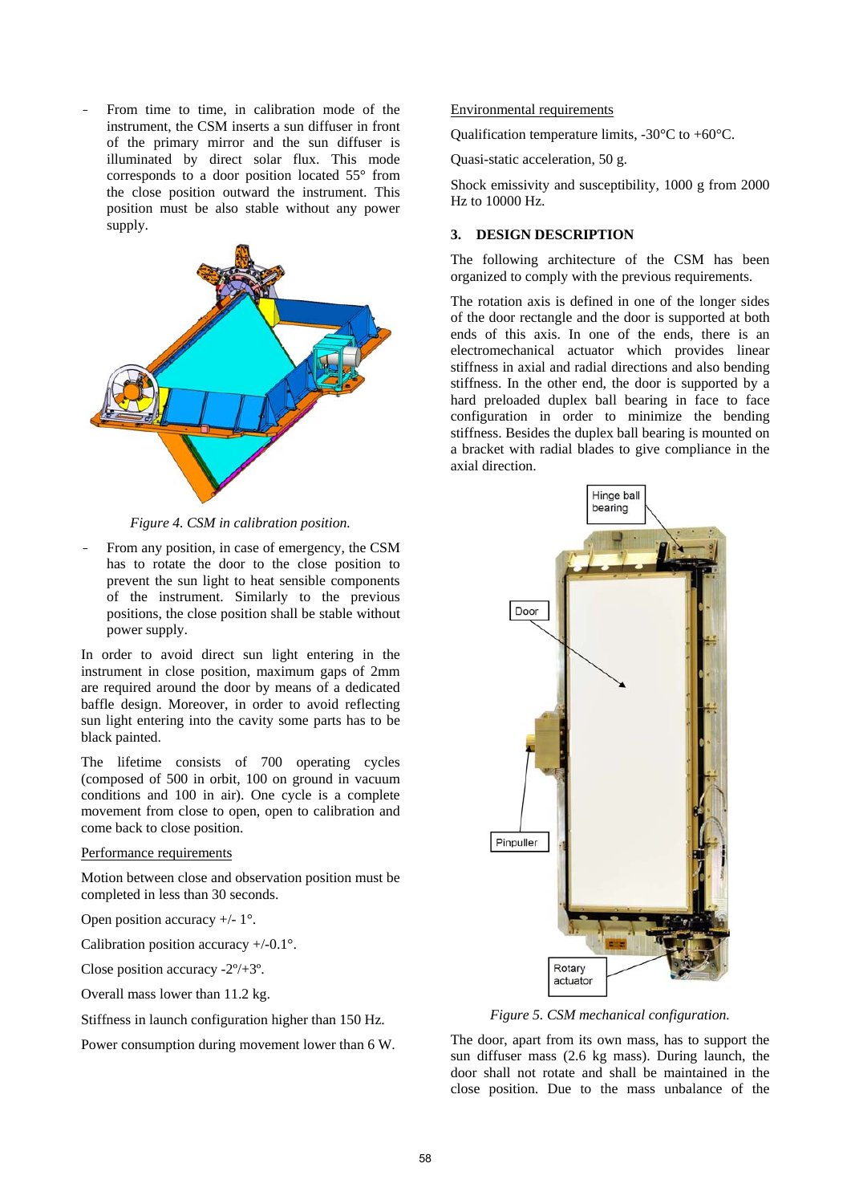- From time to time, in calibration mode of the instrument, the CSM inserts a sun diffuser in front of the primary mirror and the sun diffuser is illuminated by direct solar flux. This mode corresponds to a door position located 55° from the close position outward the instrument. This position must be also stable without any power supply.

*Figure 4. CSM in calibration position.*

- From any position, in case of emergency, the CSM has to rotate the door to the close position to prevent the sun light to heat sensible components of the instrument. Similarly to the previous positions, the close position shall be stable without power supply.

In order to avoid direct sun light entering in the instrument in close position, maximum gaps of 2mm are required around the door by means of a dedicated baffle design. Moreover, in order to avoid reflecting sun light entering into the cavity some parts has to be black painted.

The lifetime consists of 700 operating cycles (composed of 500 in orbit, 100 on ground in vacuum conditions and 100 in air). One cycle is a complete movement from close to open, open to calibration and come back to close position.

Performance requirements

Motion between close and observation position must be completed in less than 30 seconds.

Open position accuracy +/- 1°.

Calibration position accuracy +/-0.1°.

Close position accuracy -2º/+3º.

Overall mass lower than 11.2 kg.

Stiffness in launch configuration higher than 150 Hz.

Power consumption during movement lower than 6 W.

Environmental requirements

Qualification temperature limits, -30°C to +60°C.

Quasi-static acceleration, 50 g.

Shock emissivity and susceptibility, 1000 g from 2000 Hz to 10000 Hz.

## 3. DESIGN DESCRIPTION

The following architecture of the CSM has been organized to comply with the previous requirements.

The rotation axis is defined in one of the longer sides of the door rectangle and the door is supported at both ends of this axis. In one of the ends, there is an electromechanical actuator which provides linear stiffness in axial and radial directions and also bending stiffness. In the other end, the door is supported by a hard preloaded duplex ball bearing in face to face configuration in order to minimize the bending stiffness. Besides the duplex ball bearing is mounted on a bracket with radial blades to give compliance in the axial direction.

*Figure 5. CSM mechanical configuration.*

The door, apart from its own mass, has to support the sun diffuser mass (2.6 kg mass). During launch, the door shall not rotate and shall be maintained in the close position. Due to the mass unbalance of the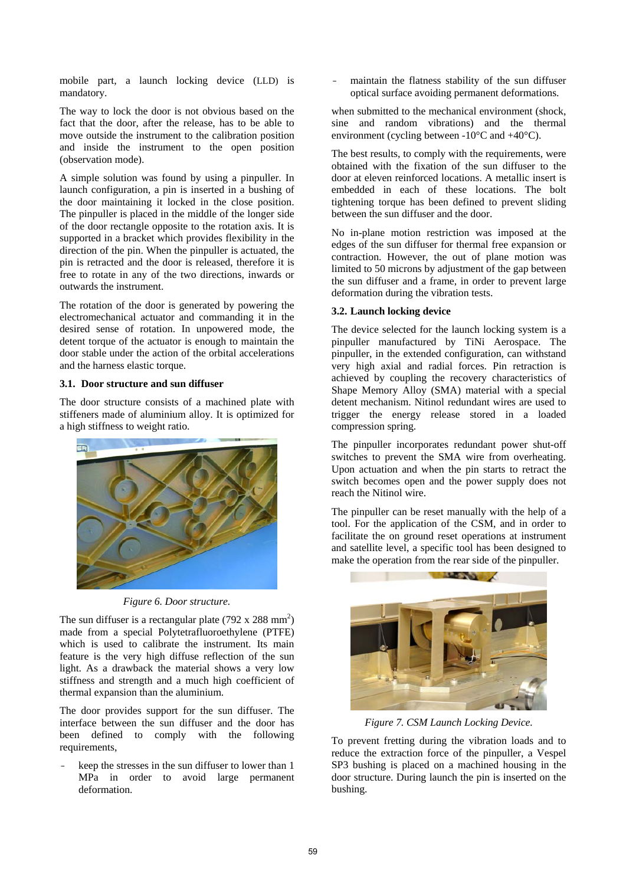mobile part, a launch locking device (LLD) is mandatory.

The way to lock the door is not obvious based on the fact that the door, after the release, has to be able to move outside the instrument to the calibration position and inside the instrument to the open position (observation mode).

A simple solution was found by using a pinpuller. In launch configuration, a pin is inserted in a bushing of the door maintaining it locked in the close position. The pinpuller is placed in the middle of the longer side of the door rectangle opposite to the rotation axis. It is supported in a bracket which provides flexibility in the direction of the pin. When the pinpuller is actuated, the pin is retracted and the door is released, therefore it is free to rotate in any of the two directions, inwards or outwards the instrument.

The rotation of the door is generated by powering the electromechanical actuator and commanding it in the desired sense of rotation. In unpowered mode, the detent torque of the actuator is enough to maintain the door stable under the action of the orbital accelerations and the harness elastic torque.

### 3.1. Door structure and sun diffuser

The door structure consists of a machined plate with stiffeners made of aluminium alloy. It is optimized for a high stiffness to weight ratio.

*Figure 6. Door structure.*

The sun diffuser is a rectangular plate (792 x 288 mm$^2$) made from a special Polytetrafluoroethylene (PTFE) which is used to calibrate the instrument. Its main feature is the very high diffuse reflection of the sun light. As a drawback the material shows a very low stiffness and strength and a much high coefficient of thermal expansion than the aluminium.

The door provides support for the sun diffuser. The interface between the sun diffuser and the door has been defined to comply with the following requirements,

- keep the stresses in the sun diffuser to lower than 1 MPa in order to avoid large permanent deformation.
- maintain the flatness stability of the sun diffuser optical surface avoiding permanent deformations.

when submitted to the mechanical environment (shock, sine and random vibrations) and the thermal environment (cycling between -10°C and +40°C).

The best results, to comply with the requirements, were obtained with the fixation of the sun diffuser to the door at eleven reinforced locations. A metallic insert is embedded in each of these locations. The bolt tightening torque has been defined to prevent sliding between the sun diffuser and the door.

No in-plane motion restriction was imposed at the edges of the sun diffuser for thermal free expansion or contraction. However, the out of plane motion was limited to 50 microns by adjustment of the gap between the sun diffuser and a frame, in order to prevent large deformation during the vibration tests.

### 3.2. Launch locking device

The device selected for the launch locking system is a pinpuller manufactured by TiNi Aerospace. The pinpuller, in the extended configuration, can withstand very high axial and radial forces. Pin retraction is achieved by coupling the recovery characteristics of Shape Memory Alloy (SMA) material with a special detent mechanism. Nitinol redundant wires are used to trigger the energy release stored in a loaded compression spring.

The pinpuller incorporates redundant power shut-off switches to prevent the SMA wire from overheating. Upon actuation and when the pin starts to retract the switch becomes open and the power supply does not reach the Nitinol wire.

The pinpuller can be reset manually with the help of a tool. For the application of the CSM, and in order to facilitate the on ground reset operations at instrument and satellite level, a specific tool has been designed to make the operation from the rear side of the pinpuller.

*Figure 7. CSM Launch Locking Device.*

To prevent fretting during the vibration loads and to reduce the extraction force of the pinpuller, a Vespel SP3 bushing is placed on a machined housing in the door structure. During launch the pin is inserted on the bushing.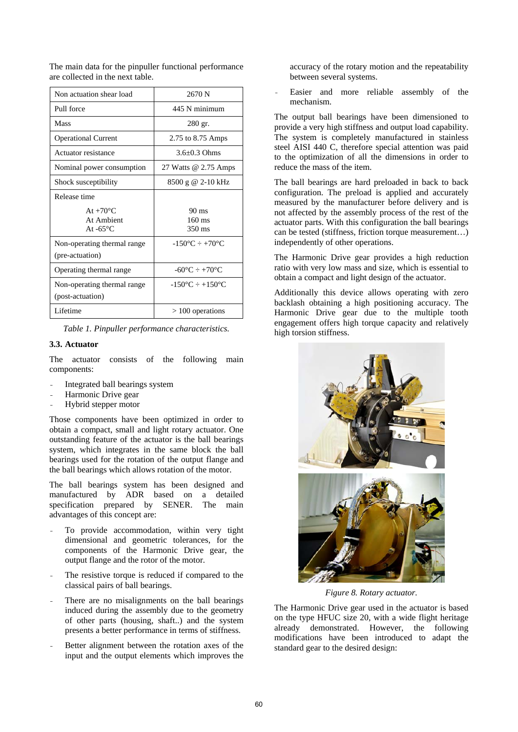The main data for the pinpuller functional performance are collected in the next table.

| Non actuation shear load | 2670 N |
|---|---|
| Pull force | 445 N minimum |
| Mass | 280 gr. |
| Operational Current | 2.75 to 8.75 Amps |
| Actuator resistance | 3.6±0.3 Ohms |
| Nominal power consumption | 27 Watts @ 2.75 Amps |
| Shock susceptibility | 8500 g @ 2-10 kHz |
| Release time<br>At +70°C<br>At Ambient<br>At -65°C | <br>90 ms<br>160 ms<br>350 ms |
| Non-operating thermal range (pre-actuation) | -150°C ÷ +70°C |
| Operating thermal range | -60°C ÷ +70°C |
| Non-operating thermal range (post-actuation) | -150°C ÷ +150°C |
| Lifetime | > 100 operations |

*Table 1. Pinpuller performance characteristics.*

### 3.3. Actuator

The actuator consists of the following main components:

- Integrated ball bearings system
- Harmonic Drive gear
- Hybrid stepper motor

Those components have been optimized in order to obtain a compact, small and light rotary actuator. One outstanding feature of the actuator is the ball bearings system, which integrates in the same block the ball bearings used for the rotation of the output flange and the ball bearings which allows rotation of the motor.

The ball bearings system has been designed and manufactured by ADR based on a detailed specification prepared by SENER. The main advantages of this concept are:

- To provide accommodation, within very tight dimensional and geometric tolerances, for the components of the Harmonic Drive gear, the output flange and the rotor of the motor.
- The resistive torque is reduced if compared to the classical pairs of ball bearings.
- There are no misalignments on the ball bearings induced during the assembly due to the geometry of other parts (housing, shaft..) and the system presents a better performance in terms of stiffness.
- Better alignment between the rotation axes of the input and the output elements which improves the accuracy of the rotary motion and the repeatability between several systems.
- Easier and more reliable assembly of the mechanism.

The output ball bearings have been dimensioned to provide a very high stiffness and output load capability. The system is completely manufactured in stainless steel AISI 440 C, therefore special attention was paid to the optimization of all the dimensions in order to reduce the mass of the item.

The ball bearings are hard preloaded in back to back configuration. The preload is applied and accurately measured by the manufacturer before delivery and is not affected by the assembly process of the rest of the actuator parts. With this configuration the ball bearings can be tested (stiffness, friction torque measurement…) independently of other operations.

The Harmonic Drive gear provides a high reduction ratio with very low mass and size, which is essential to obtain a compact and light design of the actuator.

Additionally this device allows operating with zero backlash obtaining a high positioning accuracy. The Harmonic Drive gear due to the multiple tooth engagement offers high torque capacity and relatively high torsion stiffness.

*Figure 8. Rotary actuator.*

The Harmonic Drive gear used in the actuator is based on the type HFUC size 20, with a wide flight heritage already demonstrated. However, the following modifications have been introduced to adapt the standard gear to the desired design: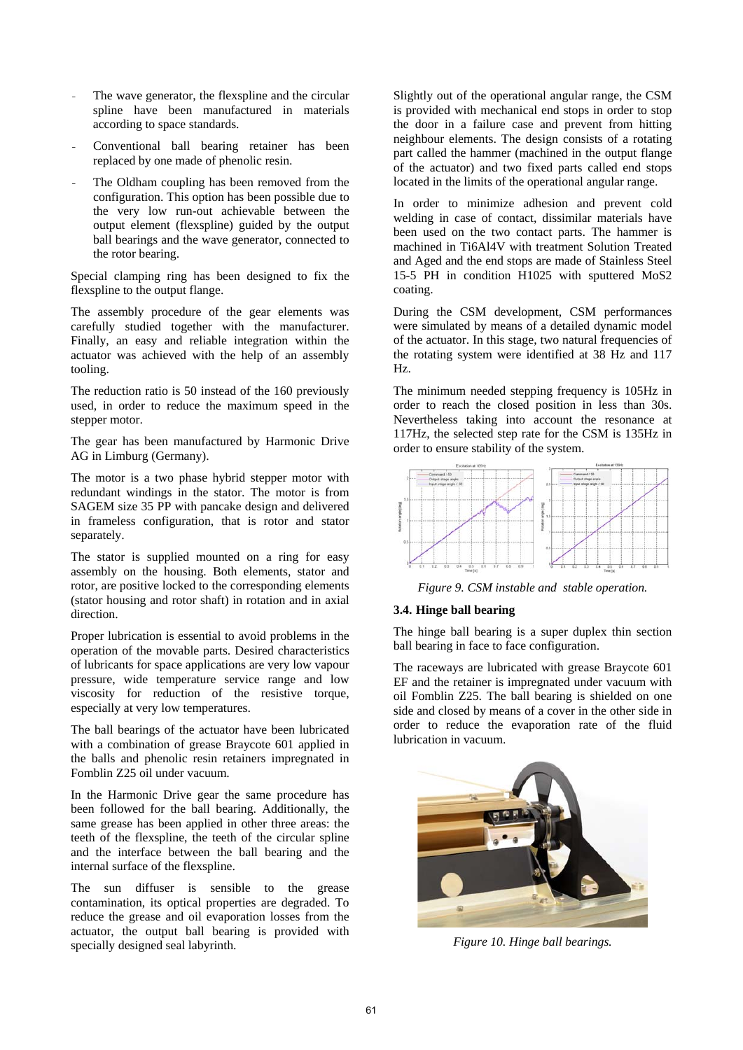- The wave generator, the flexspline and the circular spline have been manufactured in materials according to space standards.
- Conventional ball bearing retainer has been replaced by one made of phenolic resin.
- The Oldham coupling has been removed from the configuration. This option has been possible due to the very low run-out achievable between the output element (flexspline) guided by the output ball bearings and the wave generator, connected to the rotor bearing.

Special clamping ring has been designed to fix the flexspline to the output flange.

The assembly procedure of the gear elements was carefully studied together with the manufacturer. Finally, an easy and reliable integration within the actuator was achieved with the help of an assembly tooling.

The reduction ratio is 50 instead of the 160 previously used, in order to reduce the maximum speed in the stepper motor.

The gear has been manufactured by Harmonic Drive AG in Limburg (Germany).

The motor is a two phase hybrid stepper motor with redundant windings in the stator. The motor is from SAGEM size 35 PP with pancake design and delivered in frameless configuration, that is rotor and stator separately.

The stator is supplied mounted on a ring for easy assembly on the housing. Both elements, stator and rotor, are positive locked to the corresponding elements (stator housing and rotor shaft) in rotation and in axial direction.

Proper lubrication is essential to avoid problems in the operation of the movable parts. Desired characteristics of lubricants for space applications are very low vapour pressure, wide temperature service range and low viscosity for reduction of the resistive torque, especially at very low temperatures.

The ball bearings of the actuator have been lubricated with a combination of grease Braycote 601 applied in the balls and phenolic resin retainers impregnated in Fomblin Z25 oil under vacuum.

In the Harmonic Drive gear the same procedure has been followed for the ball bearing. Additionally, the same grease has been applied in other three areas: the teeth of the flexspline, the teeth of the circular spline and the interface between the ball bearing and the internal surface of the flexspline.

The sun diffuser is sensible to the grease contamination, its optical properties are degraded. To reduce the grease and oil evaporation losses from the actuator, the output ball bearing is provided with specially designed seal labyrinth.

Slightly out of the operational angular range, the CSM is provided with mechanical end stops in order to stop the door in a failure case and prevent from hitting neighbour elements. The design consists of a rotating part called the hammer (machined in the output flange of the actuator) and two fixed parts called end stops located in the limits of the operational angular range.

In order to minimize adhesion and prevent cold welding in case of contact, dissimilar materials have been used on the two contact parts. The hammer is machined in Ti6Al4V with treatment Solution Treated and Aged and the end stops are made of Stainless Steel 15-5 PH in condition H1025 with sputtered $MoS_2$ coating.

During the CSM development, CSM performances were simulated by means of a detailed dynamic model of the actuator. In this stage, two natural frequencies of the rotating system were identified at 38 Hz and 117 Hz.

The minimum needed stepping frequency is 105Hz in order to reach the closed position in less than 30s. Nevertheless taking into account the resonance at 117Hz, the selected step rate for the CSM is 135Hz in order to ensure stability of the system.

*Figure 9. CSM instable and stable operation.*

### 3.4. Hinge ball bearing

The hinge ball bearing is a super duplex thin section ball bearing in face to face configuration.

The raceways are lubricated with grease Braycote 601 EF and the retainer is impregnated under vacuum with oil Fomblin Z25. The ball bearing is shielded on one side and closed by means of a cover in the other side in order to reduce the evaporation rate of the fluid lubrication in vacuum.

*Figure 10. Hinge ball bearings.*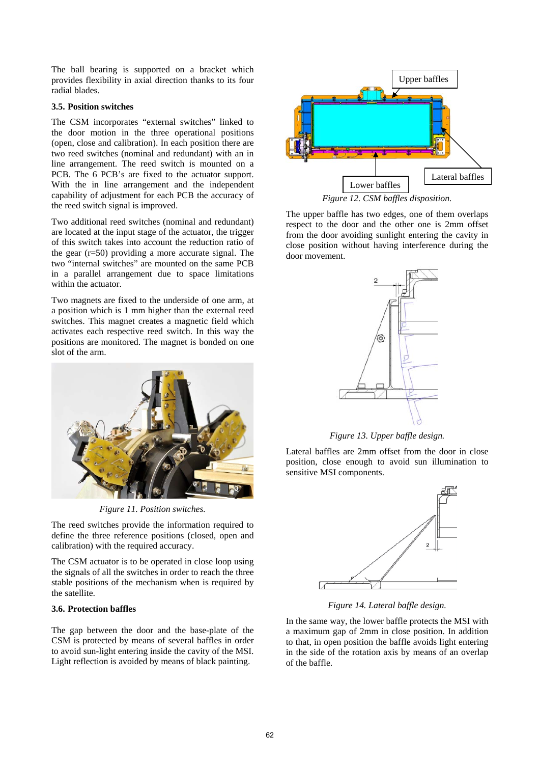The ball bearing is supported on a bracket which provides flexibility in axial direction thanks to its four radial blades.

### 3.5. Position switches

The CSM incorporates "external switches" linked to the door motion in the three operational positions (open, close and calibration). In each position there are two reed switches (nominal and redundant) with an in line arrangement. The reed switch is mounted on a PCB. The 6 PCB's are fixed to the actuator support. With the in line arrangement and the independent capability of adjustment for each PCB the accuracy of the reed switch signal is improved.

Two additional reed switches (nominal and redundant) are located at the input stage of the actuator, the trigger of this switch takes into account the reduction ratio of the gear (r=50) providing a more accurate signal. The two "internal switches" are mounted on the same PCB in a parallel arrangement due to space limitations within the actuator.

Two magnets are fixed to the underside of one arm, at a position which is 1 mm higher than the external reed switches. This magnet creates a magnetic field which activates each respective reed switch. In this way the positions are monitored. The magnet is bonded on one slot of the arm.

*Figure 11. Position switches.*

The reed switches provide the information required to define the three reference positions (closed, open and calibration) with the required accuracy.

The CSM actuator is to be operated in close loop using the signals of all the switches in order to reach the three stable positions of the mechanism when is required by the satellite.

### 3.6. Protection baffles

The gap between the door and the base-plate of the CSM is protected by means of several baffles in order to avoid sun-light entering inside the cavity of the MSI. Light reflection is avoided by means of black painting.

Upper baffles

Lateral baffles

Lower baffles

*Figure 12. CSM baffles disposition.*

The upper baffle has two edges, one of them overlaps respect to the door and the other one is 2mm offset from the door avoiding sunlight entering the cavity in close position without having interference during the door movement.

*Figure 13. Upper baffle design.*

Lateral baffles are 2mm offset from the door in close position, close enough to avoid sun illumination to sensitive MSI components.

*Figure 14. Lateral baffle design.*

In the same way, the lower baffle protects the MSI with a maximum gap of 2mm in close position. In addition to that, in open position the baffle avoids light entering in the side of the rotation axis by means of an overlap of the baffle.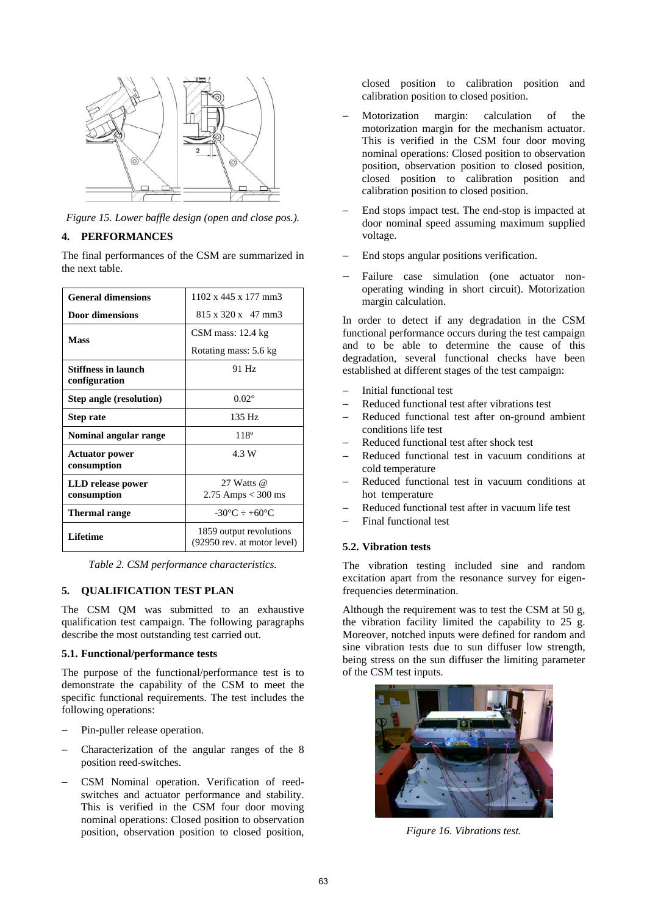*Figure 15. Lower baffle design (open and close pos.).*

## 4. PERFORMANCES

The final performances of the CSM are summarized in the next table.

| | |
|---|---|
| **General dimensions** | 1102 x 445 x 177 mm3 |
| **Door dimensions** | 815 x 320 x 47 mm3 |
| **Mass** | CSM mass: 12.4 kg<br>Rotating mass: 5.6 kg |
| **Stiffness in launch configuration** | 91 Hz |
| **Step angle (resolution)** | 0.02° |
| **Step rate** | 135 Hz |
| **Nominal angular range** | 118º |
| **Actuator power consumption** | 4.3 W |
| **LLD release power consumption** | 27 Watts @ 2.75 Amps < 300 ms |
| **Thermal range** | -30°C ÷ +60°C |
| **Lifetime** | 1859 output revolutions (92950 rev. at motor level) |

*Table 2. CSM performance characteristics.*

## 5. QUALIFICATION TEST PLAN

The CSM QM was submitted to an exhaustive qualification test campaign. The following paragraphs describe the most outstanding test carried out.

### 5.1. Functional/performance tests

The purpose of the functional/performance test is to demonstrate the capability of the CSM to meet the specific functional requirements. The test includes the following operations:

- Pin-puller release operation.
- Characterization of the angular ranges of the 8 position reed-switches.
- CSM Nominal operation. Verification of reed-switches and actuator performance and stability. This is verified in the CSM four door moving nominal operations: Closed position to observation position, observation position to closed position, closed position to calibration position and calibration position to closed position.
- Motorization margin: calculation of the motorization margin for the mechanism actuator. This is verified in the CSM four door moving nominal operations: Closed position to observation position, observation position to closed position, closed position to calibration position and calibration position to closed position.
- End stops impact test. The end-stop is impacted at door nominal speed assuming maximum supplied voltage.
- End stops angular positions verification.
- Failure case simulation (one actuator non-operating winding in short circuit). Motorization margin calculation.

In order to detect if any degradation in the CSM functional performance occurs during the test campaign and to be able to determine the cause of this degradation, several functional checks have been established at different stages of the test campaign:

- Initial functional test
- Reduced functional test after vibrations test
- Reduced functional test after on-ground ambient conditions life test
- Reduced functional test after shock test
- Reduced functional test in vacuum conditions at cold temperature
- Reduced functional test in vacuum conditions at hot temperature
- Reduced functional test after in vacuum life test
- Final functional test

### 5.2. Vibration tests

The vibration testing included sine and random excitation apart from the resonance survey for eigen-frequencies determination.

Although the requirement was to test the CSM at 50 g, the vibration facility limited the capability to 25 g. Moreover, notched inputs were defined for random and sine vibration tests due to sun diffuser low strength, being stress on the sun diffuser the limiting parameter of the CSM test inputs.

*Figure 16. Vibrations test.*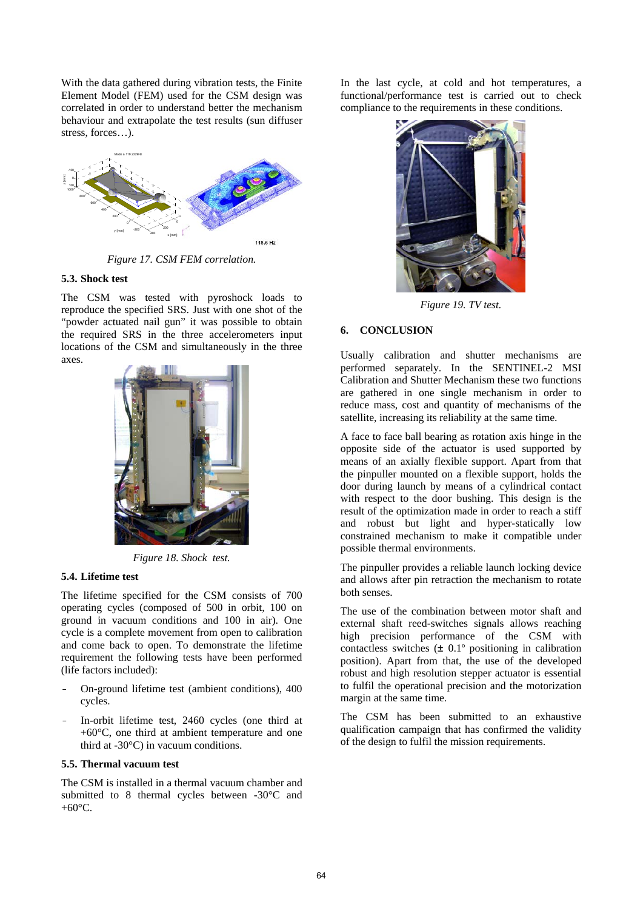With the data gathered during vibration tests, the Finite Element Model (FEM) used for the CSM design was correlated in order to understand better the mechanism behaviour and extrapolate the test results (sun diffuser stress, forces…).

*Figure 17. CSM FEM correlation.*

### 5.3. Shock test

The CSM was tested with pyroshock loads to reproduce the specified SRS. Just with one shot of the "powder actuated nail gun" it was possible to obtain the required SRS in the three accelerometers input locations of the CSM and simultaneously in the three axes.

*Figure 18. Shock test.*

### 5.4. Lifetime test

The lifetime specified for the CSM consists of 700 operating cycles (composed of 500 in orbit, 100 on ground in vacuum conditions and 100 in air). One cycle is a complete movement from open to calibration and come back to open. To demonstrate the lifetime requirement the following tests have been performed (life factors included):

- On-ground lifetime test (ambient conditions), 400 cycles.
- In-orbit lifetime test, 2460 cycles (one third at +60°C, one third at ambient temperature and one third at -30°C) in vacuum conditions.

### 5.5. Thermal vacuum test

The CSM is installed in a thermal vacuum chamber and submitted to 8 thermal cycles between -30°C and +60°C.

In the last cycle, at cold and hot temperatures, a functional/performance test is carried out to check compliance to the requirements in these conditions.

*Figure 19. TV test.*

## 6. CONCLUSION

Usually calibration and shutter mechanisms are performed separately. In the SENTINEL-2 MSI Calibration and Shutter Mechanism these two functions are gathered in one single mechanism in order to reduce mass, cost and quantity of mechanisms of the satellite, increasing its reliability at the same time.

A face to face ball bearing as rotation axis hinge in the opposite side of the actuator is used supported by means of an axially flexible support. Apart from that the pinpuller mounted on a flexible support, holds the door during launch by means of a cylindrical contact with respect to the door bushing. This design is the result of the optimization made in order to reach a stiff and robust but light and hyper-statically low constrained mechanism to make it compatible under possible thermal environments.

The pinpuller provides a reliable launch locking device and allows after pin retraction the mechanism to rotate both senses.

The use of the combination between motor shaft and external shaft reed-switches signals allows reaching high precision performance of the CSM with contactless switches (± 0.1° positioning in calibration position). Apart from that, the use of the developed robust and high resolution stepper actuator is essential to fulfil the operational precision and the motorization margin at the same time.

The CSM has been submitted to an exhaustive qualification campaign that has confirmed the validity of the design to fulfil the mission requirements.